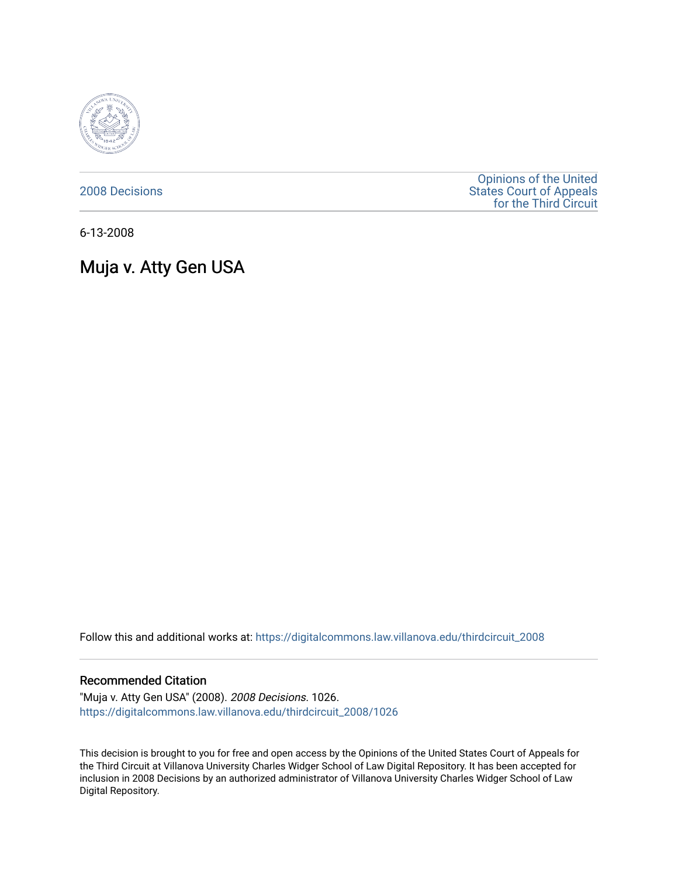2008 Decisions

Opinions of the United States Court of Appeals for the Third Circuit

6-13-2008

# Muja v. Atty Gen USA

Follow this and additional works at: https://digitalcommons.law.villanova.edu/thirdcircuit_2008

## Recommended Citation

"Muja v. Atty Gen USA" (2008). *2008 Decisions*. 1026.
https://digitalcommons.law.villanova.edu/thirdcircuit_2008/1026

This decision is brought to you for free and open access by the Opinions of the United States Court of Appeals for the Third Circuit at Villanova University Charles Widger School of Law Digital Repository. It has been accepted for inclusion in 2008 Decisions by an authorized administrator of Villanova University Charles Widger School of Law Digital Repository.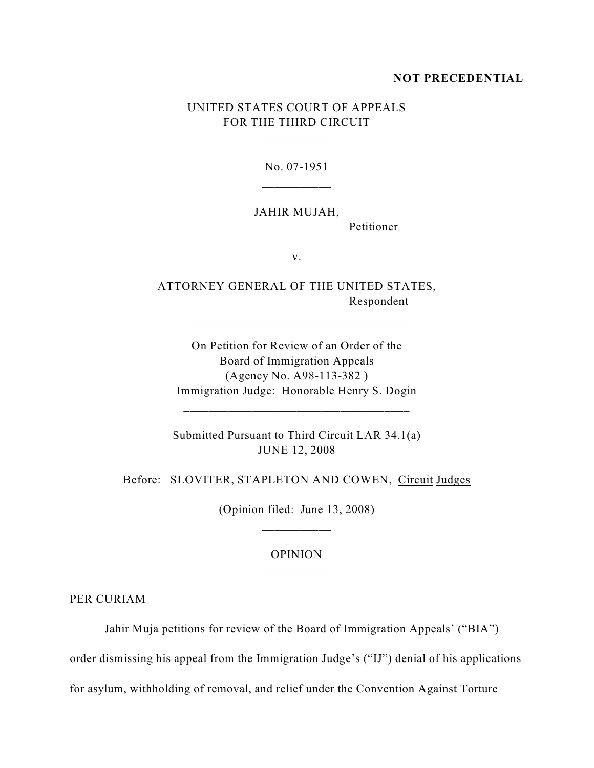**NOT PRECEDENTIAL**

UNITED STATES COURT OF APPEALS
FOR THE THIRD CIRCUIT

\_\_\_\_\_\_\_\_\_\_\_

No. 07-1951

\_\_\_\_\_\_\_\_\_\_\_

JAHIR MUJAH,
Petitioner

v.

ATTORNEY GENERAL OF THE UNITED STATES,
Respondent

\_\_\_\_\_\_\_\_\_\_\_\_\_\_\_\_\_\_\_\_\_\_\_\_\_\_\_\_\_\_\_\_\_\_\_\_

On Petition for Review of an Order of the
Board of Immigration Appeals
(Agency No. A98-113-382 )
Immigration Judge: Honorable Henry S. Dogin

\_\_\_\_\_\_\_\_\_\_\_\_\_\_\_\_\_\_\_\_\_\_\_\_\_\_\_\_\_\_\_\_\_\_\_\_

Submitted Pursuant to Third Circuit LAR 34.1(a)
JUNE 12, 2008

Before: SLOVITER, STAPLETON AND COWEN, Circuit Judges

(Opinion filed: June 13, 2008)

\_\_\_\_\_\_\_\_\_\_\_

OPINION

\_\_\_\_\_\_\_\_\_\_\_

PER CURIAM

Jahir Muja petitions for review of the Board of Immigration Appeals' ("BIA") order dismissing his appeal from the Immigration Judge's ("IJ") denial of his applications for asylum, withholding of removal, and relief under the Convention Against Torture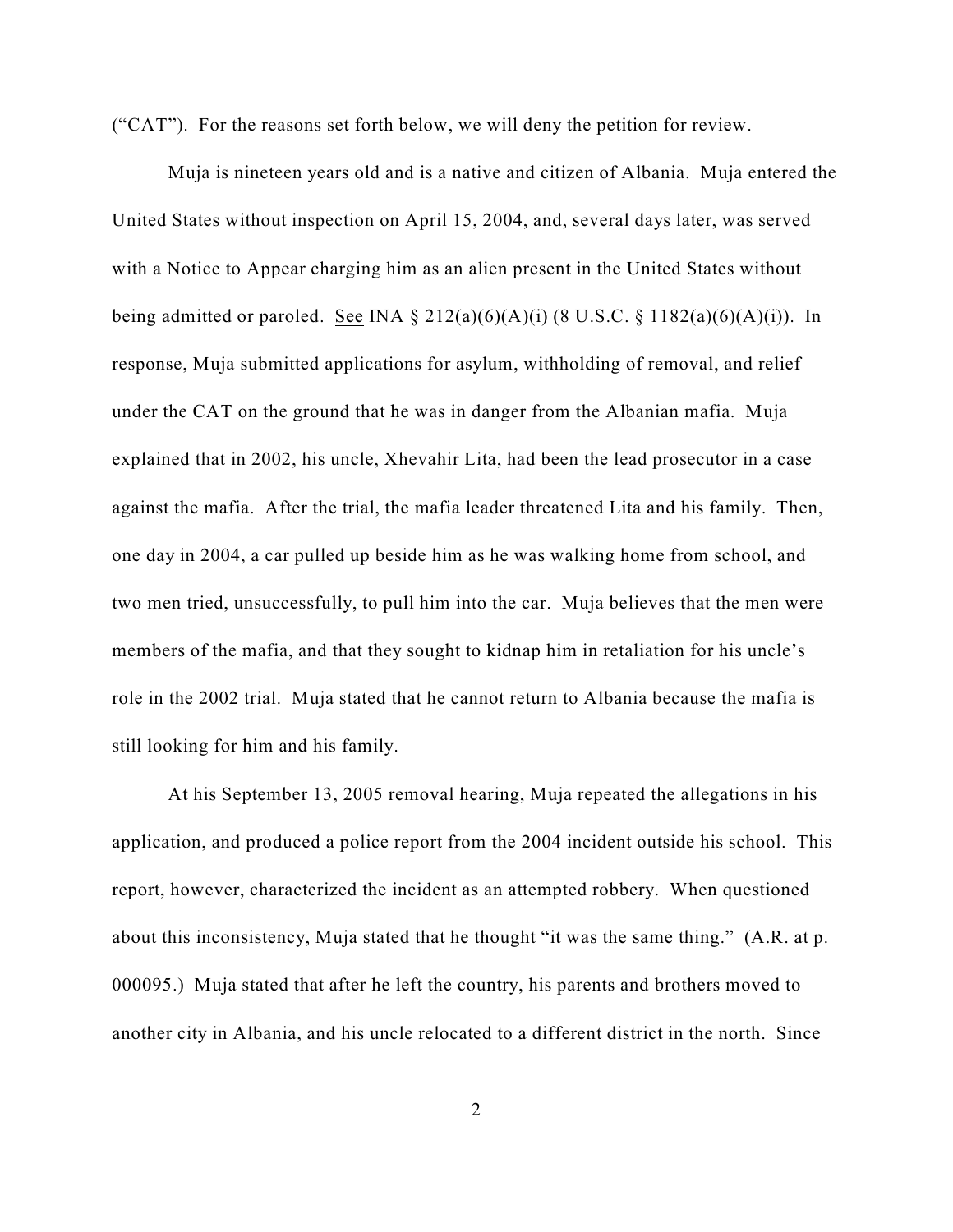("CAT"). For the reasons set forth below, we will deny the petition for review.

Muja is nineteen years old and is a native and citizen of Albania. Muja entered the United States without inspection on April 15, 2004, and, several days later, was served with a Notice to Appear charging him as an alien present in the United States without being admitted or paroled. See INA § 212(a)(6)(A)(i) (8 U.S.C. § 1182(a)(6)(A)(i)). In response, Muja submitted applications for asylum, withholding of removal, and relief under the CAT on the ground that he was in danger from the Albanian mafia. Muja explained that in 2002, his uncle, Xhevahir Lita, had been the lead prosecutor in a case against the mafia. After the trial, the mafia leader threatened Lita and his family. Then, one day in 2004, a car pulled up beside him as he was walking home from school, and two men tried, unsuccessfully, to pull him into the car. Muja believes that the men were members of the mafia, and that they sought to kidnap him in retaliation for his uncle's role in the 2002 trial. Muja stated that he cannot return to Albania because the mafia is still looking for him and his family.

At his September 13, 2005 removal hearing, Muja repeated the allegations in his application, and produced a police report from the 2004 incident outside his school. This report, however, characterized the incident as an attempted robbery. When questioned about this inconsistency, Muja stated that he thought "it was the same thing." (A.R. at p. 000095.) Muja stated that after he left the country, his parents and brothers moved to another city in Albania, and his uncle relocated to a different district in the north. Since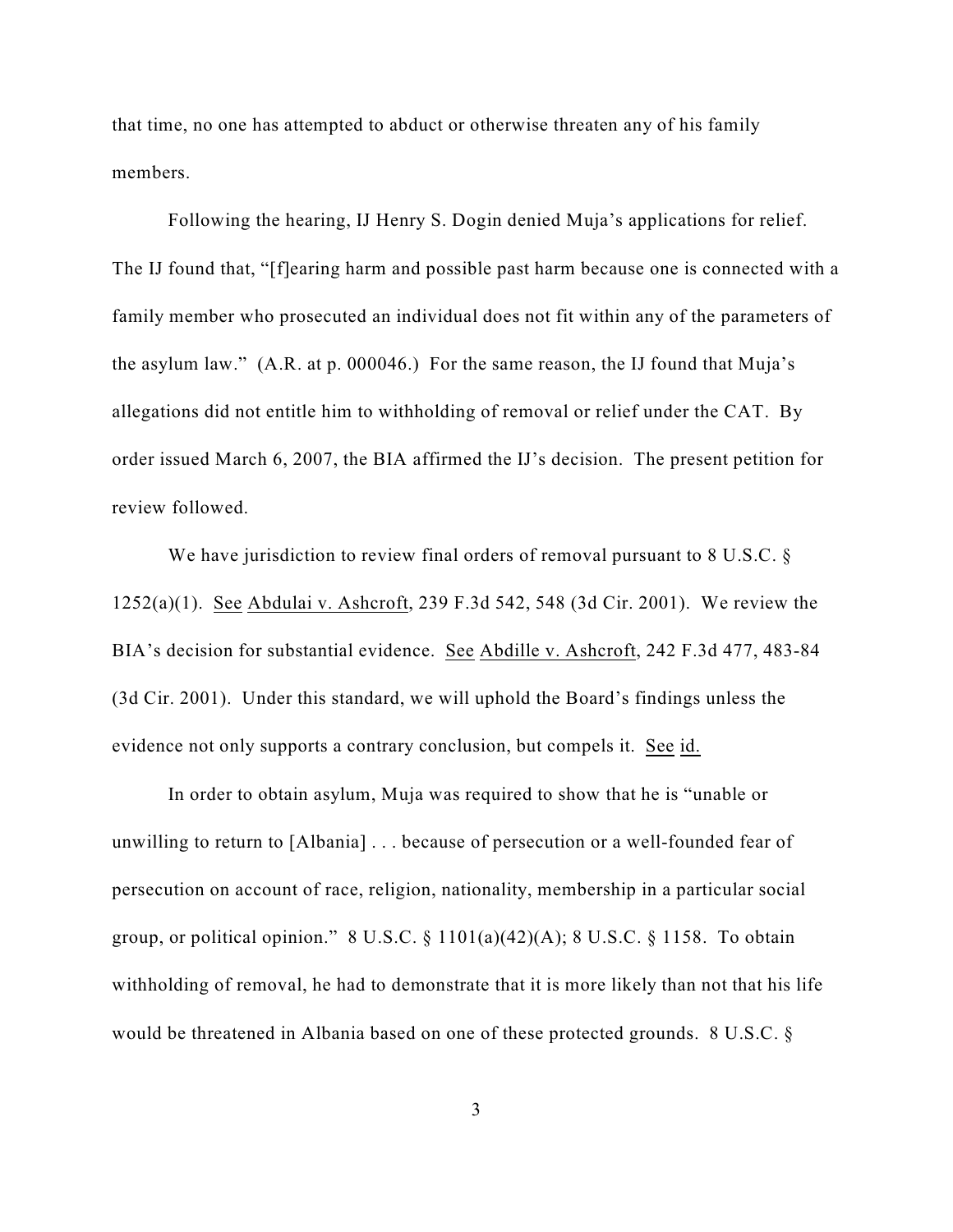that time, no one has attempted to abduct or otherwise threaten any of his family members.

Following the hearing, IJ Henry S. Dogin denied Muja's applications for relief. The IJ found that, "[f]earing harm and possible past harm because one is connected with a family member who prosecuted an individual does not fit within any of the parameters of the asylum law." (A.R. at p. 000046.) For the same reason, the IJ found that Muja's allegations did not entitle him to withholding of removal or relief under the CAT. By order issued March 6, 2007, the BIA affirmed the IJ's decision. The present petition for review followed.

We have jurisdiction to review final orders of removal pursuant to 8 U.S.C. § 1252(a)(1). See Abdulai v. Ashcroft, 239 F.3d 542, 548 (3d Cir. 2001). We review the BIA's decision for substantial evidence. See Abdille v. Ashcroft, 242 F.3d 477, 483-84 (3d Cir. 2001). Under this standard, we will uphold the Board's findings unless the evidence not only supports a contrary conclusion, but compels it. See id.

In order to obtain asylum, Muja was required to show that he is "unable or unwilling to return to [Albania] . . . because of persecution or a well-founded fear of persecution on account of race, religion, nationality, membership in a particular social group, or political opinion." 8 U.S.C. § 1101(a)(42)(A); 8 U.S.C. § 1158. To obtain withholding of removal, he had to demonstrate that it is more likely than not that his life would be threatened in Albania based on one of these protected grounds. 8 U.S.C. §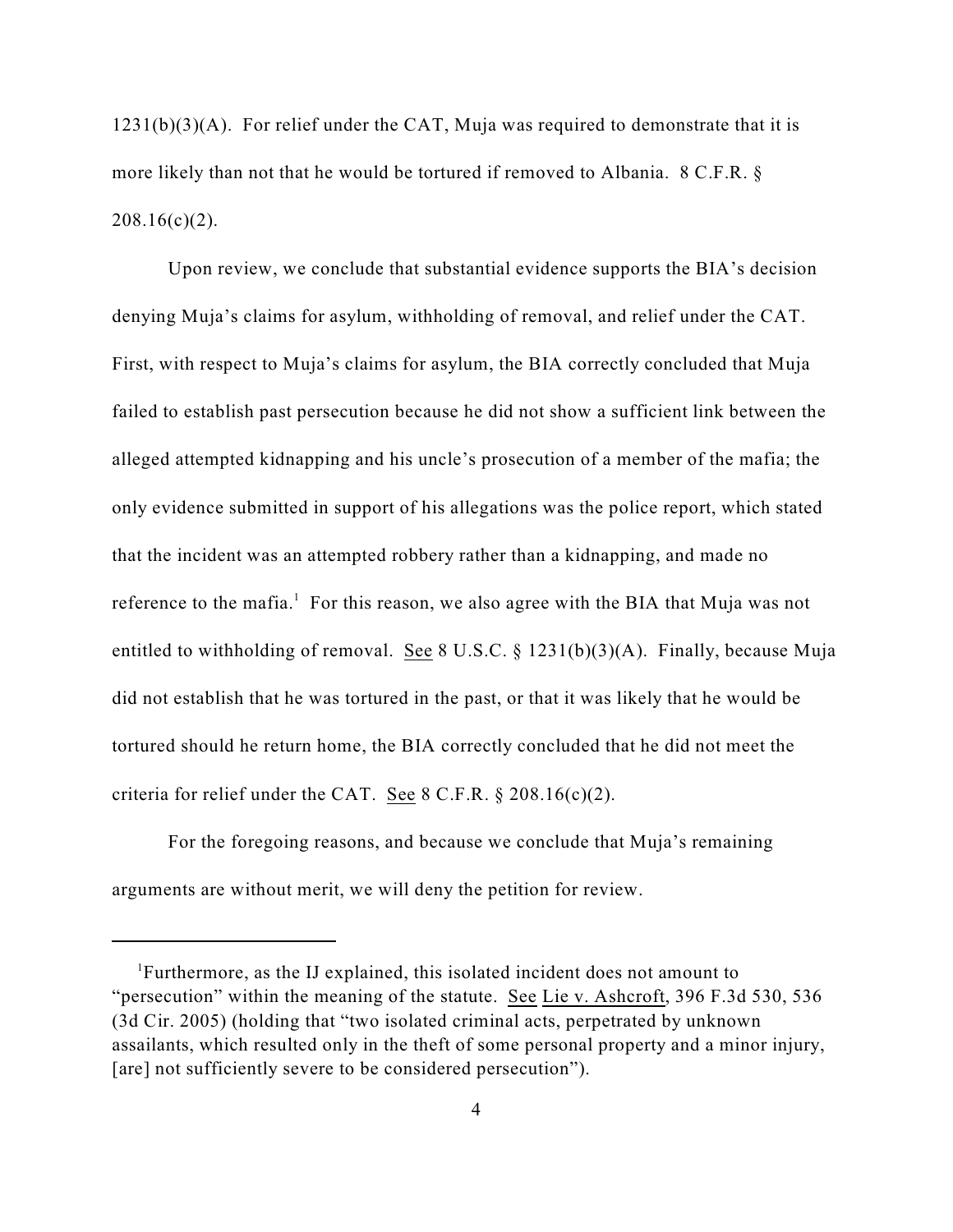1231(b)(3)(A). For relief under the CAT, Muja was required to demonstrate that it is more likely than not that he would be tortured if removed to Albania. 8 C.F.R. § 208.16(c)(2).

Upon review, we conclude that substantial evidence supports the BIA's decision denying Muja's claims for asylum, withholding of removal, and relief under the CAT. First, with respect to Muja's claims for asylum, the BIA correctly concluded that Muja failed to establish past persecution because he did not show a sufficient link between the alleged attempted kidnapping and his uncle's prosecution of a member of the mafia; the only evidence submitted in support of his allegations was the police report, which stated that the incident was an attempted robbery rather than a kidnapping, and made no reference to the mafia.[1] For this reason, we also agree with the BIA that Muja was not entitled to withholding of removal. See 8 U.S.C. § 1231(b)(3)(A). Finally, because Muja did not establish that he was tortured in the past, or that it was likely that he would be tortured should he return home, the BIA correctly concluded that he did not meet the criteria for relief under the CAT. See 8 C.F.R. § 208.16(c)(2).

For the foregoing reasons, and because we conclude that Muja's remaining arguments are without merit, we will deny the petition for review.

---

[1] Furthermore, as the IJ explained, this isolated incident does not amount to "persecution" within the meaning of the statute. See Lie v. Ashcroft, 396 F.3d 530, 536 (3d Cir. 2005) (holding that "two isolated criminal acts, perpetrated by unknown assailants, which resulted only in the theft of some personal property and a minor injury, [are] not sufficiently severe to be considered persecution").